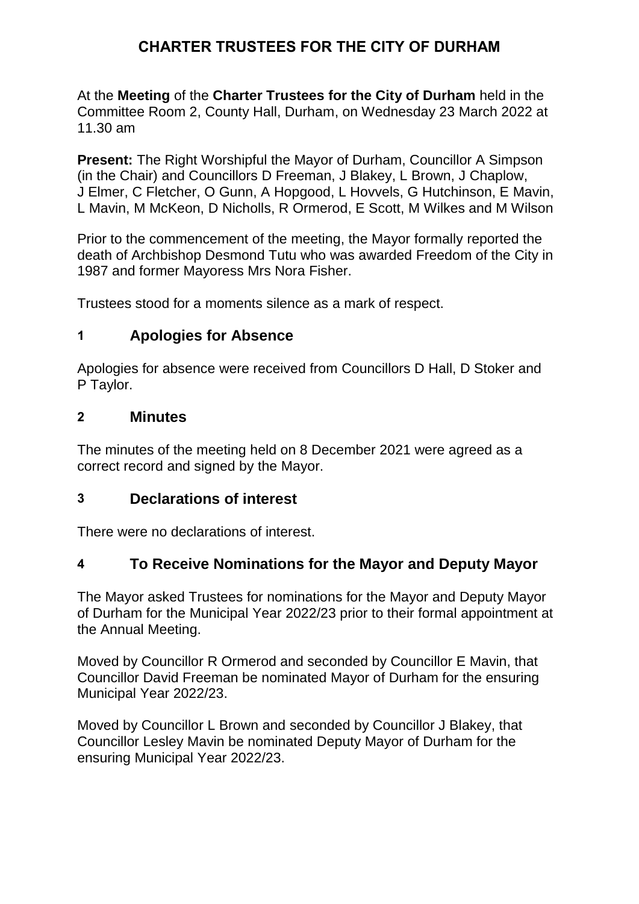# CHARTER TRUSTEES FOR THE CITY OF DURHAM

At the **Meeting** of the **Charter Trustees for the City of Durham** held in the Committee Room 2, County Hall, Durham, on Wednesday 23 March 2022 at 11.30 am

**Present:** The Right Worshipful the Mayor of Durham, Councillor A Simpson (in the Chair) and Councillors D Freeman, J Blakey, L Brown, J Chaplow, J Elmer, C Fletcher, O Gunn, A Hopgood, L Hovvels, G Hutchinson, E Mavin, L Mavin, M McKeon, D Nicholls, R Ormerod, E Scott, M Wilkes and M Wilson

Prior to the commencement of the meeting, the Mayor formally reported the death of Archbishop Desmond Tutu who was awarded Freedom of the City in 1987 and former Mayoress Mrs Nora Fisher.

Trustees stood for a moments silence as a mark of respect.

## 1 Apologies for Absence

Apologies for absence were received from Councillors D Hall, D Stoker and P Taylor.

## 2 Minutes

The minutes of the meeting held on 8 December 2021 were agreed as a correct record and signed by the Mayor.

## 3 Declarations of interest

There were no declarations of interest.

## 4 To Receive Nominations for the Mayor and Deputy Mayor

The Mayor asked Trustees for nominations for the Mayor and Deputy Mayor of Durham for the Municipal Year 2022/23 prior to their formal appointment at the Annual Meeting.

Moved by Councillor R Ormerod and seconded by Councillor E Mavin, that Councillor David Freeman be nominated Mayor of Durham for the ensuring Municipal Year 2022/23.

Moved by Councillor L Brown and seconded by Councillor J Blakey, that Councillor Lesley Mavin be nominated Deputy Mayor of Durham for the ensuring Municipal Year 2022/23.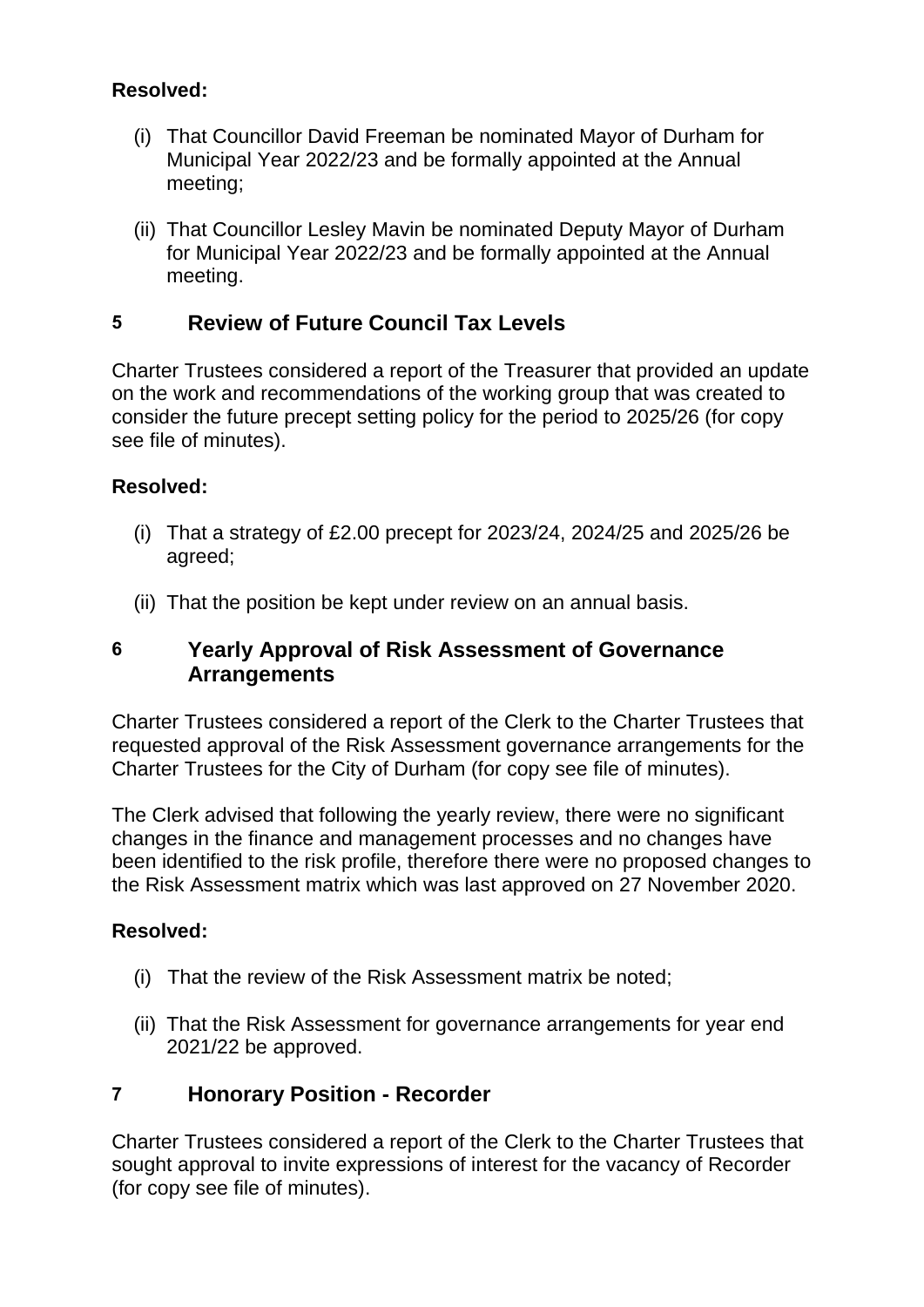**Resolved:**

(i) That Councillor David Freeman be nominated Mayor of Durham for Municipal Year 2022/23 and be formally appointed at the Annual meeting;

(ii) That Councillor Lesley Mavin be nominated Deputy Mayor of Durham for Municipal Year 2022/23 and be formally appointed at the Annual meeting.

## 5 Review of Future Council Tax Levels

Charter Trustees considered a report of the Treasurer that provided an update on the work and recommendations of the working group that was created to consider the future precept setting policy for the period to 2025/26 (for copy see file of minutes).

**Resolved:**

(i) That a strategy of £2.00 precept for 2023/24, 2024/25 and 2025/26 be agreed;

(ii) That the position be kept under review on an annual basis.

## 6 Yearly Approval of Risk Assessment of Governance Arrangements

Charter Trustees considered a report of the Clerk to the Charter Trustees that requested approval of the Risk Assessment governance arrangements for the Charter Trustees for the City of Durham (for copy see file of minutes).

The Clerk advised that following the yearly review, there were no significant changes in the finance and management processes and no changes have been identified to the risk profile, therefore there were no proposed changes to the Risk Assessment matrix which was last approved on 27 November 2020.

**Resolved:**

(i) That the review of the Risk Assessment matrix be noted;

(ii) That the Risk Assessment for governance arrangements for year end 2021/22 be approved.

## 7 Honorary Position - Recorder

Charter Trustees considered a report of the Clerk to the Charter Trustees that sought approval to invite expressions of interest for the vacancy of Recorder (for copy see file of minutes).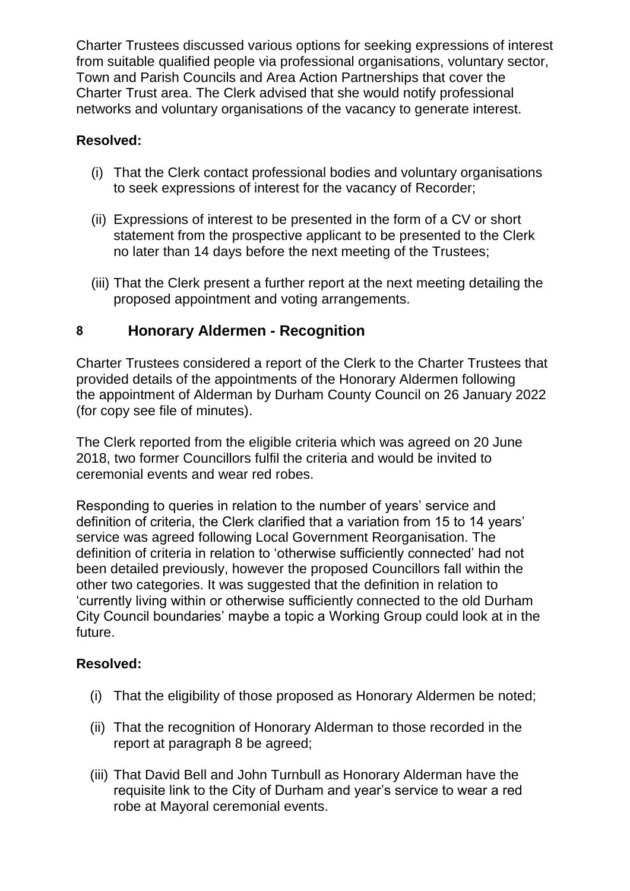Charter Trustees discussed various options for seeking expressions of interest from suitable qualified people via professional organisations, voluntary sector, Town and Parish Councils and Area Action Partnerships that cover the Charter Trust area. The Clerk advised that she would notify professional networks and voluntary organisations of the vacancy to generate interest.

**Resolved:**

(i) That the Clerk contact professional bodies and voluntary organisations to seek expressions of interest for the vacancy of Recorder;

(ii) Expressions of interest to be presented in the form of a CV or short statement from the prospective applicant to be presented to the Clerk no later than 14 days before the next meeting of the Trustees;

(iii) That the Clerk present a further report at the next meeting detailing the proposed appointment and voting arrangements.

## 8 Honorary Aldermen - Recognition

Charter Trustees considered a report of the Clerk to the Charter Trustees that provided details of the appointments of the Honorary Aldermen following the appointment of Alderman by Durham County Council on 26 January 2022 (for copy see file of minutes).

The Clerk reported from the eligible criteria which was agreed on 20 June 2018, two former Councillors fulfil the criteria and would be invited to ceremonial events and wear red robes.

Responding to queries in relation to the number of years' service and definition of criteria, the Clerk clarified that a variation from 15 to 14 years' service was agreed following Local Government Reorganisation. The definition of criteria in relation to 'otherwise sufficiently connected' had not been detailed previously, however the proposed Councillors fall within the other two categories. It was suggested that the definition in relation to 'currently living within or otherwise sufficiently connected to the old Durham City Council boundaries' maybe a topic a Working Group could look at in the future.

**Resolved:**

(i) That the eligibility of those proposed as Honorary Aldermen be noted;

(ii) That the recognition of Honorary Alderman to those recorded in the report at paragraph 8 be agreed;

(iii) That David Bell and John Turnbull as Honorary Alderman have the requisite link to the City of Durham and year's service to wear a red robe at Mayoral ceremonial events.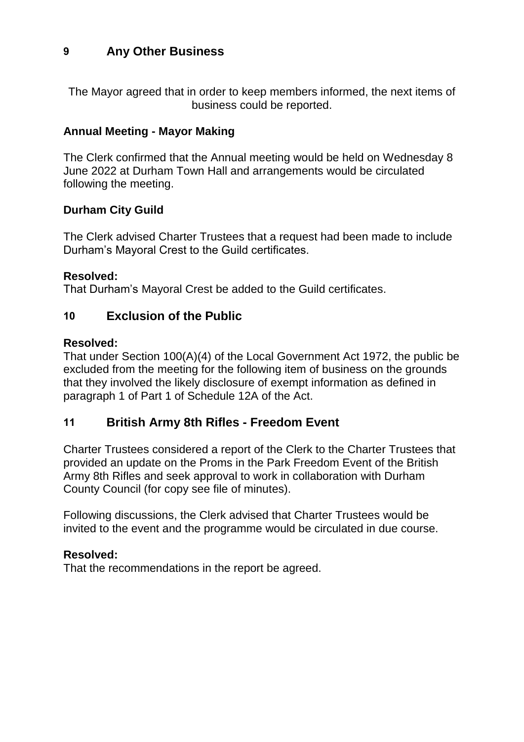## 9 Any Other Business

The Mayor agreed that in order to keep members informed, the next items of business could be reported.

**Annual Meeting - Mayor Making**

The Clerk confirmed that the Annual meeting would be held on Wednesday 8 June 2022 at Durham Town Hall and arrangements would be circulated following the meeting.

**Durham City Guild**

The Clerk advised Charter Trustees that a request had been made to include Durham's Mayoral Crest to the Guild certificates.

**Resolved:**
That Durham's Mayoral Crest be added to the Guild certificates.

## 10 Exclusion of the Public

**Resolved:**
That under Section 100(A)(4) of the Local Government Act 1972, the public be excluded from the meeting for the following item of business on the grounds that they involved the likely disclosure of exempt information as defined in paragraph 1 of Part 1 of Schedule 12A of the Act.

## 11 British Army 8th Rifles - Freedom Event

Charter Trustees considered a report of the Clerk to the Charter Trustees that provided an update on the Proms in the Park Freedom Event of the British Army 8th Rifles and seek approval to work in collaboration with Durham County Council (for copy see file of minutes).

Following discussions, the Clerk advised that Charter Trustees would be invited to the event and the programme would be circulated in due course.

**Resolved:**
That the recommendations in the report be agreed.